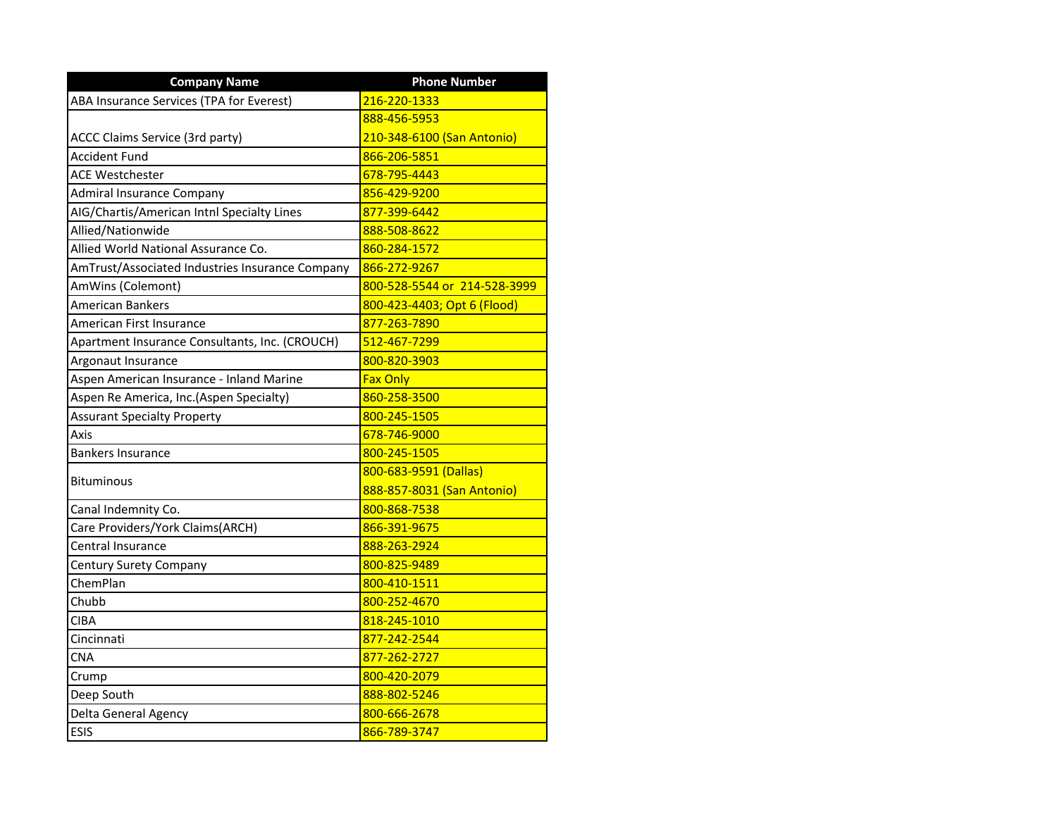| Company Name | Phone Number |
| --- | --- |
| ABA Insurance Services (TPA for Everest) | 216-220-1333 |
| ACCC Claims Service (3rd party) | 888-456-5953<br>210-348-6100 (San Antonio) |
| Accident Fund | 866-206-5851 |
| ACE Westchester | 678-795-4443 |
| Admiral Insurance Company | 856-429-9200 |
| AIG/Chartis/American Intnl Specialty Lines | 877-399-6442 |
| Allied/Nationwide | 888-508-8622 |
| Allied World National Assurance Co. | 860-284-1572 |
| AmTrust/Associated Industries Insurance Company | 866-272-9267 |
| AmWins (Colemont) | 800-528-5544 or 214-528-3999 |
| American Bankers | 800-423-4403; Opt 6 (Flood) |
| American First Insurance | 877-263-7890 |
| Apartment Insurance Consultants, Inc. (CROUCH) | 512-467-7299 |
| Argonaut Insurance | 800-820-3903 |
| Aspen American Insurance - Inland Marine | Fax Only |
| Aspen Re America, Inc.(Aspen Specialty) | 860-258-3500 |
| Assurant Specialty Property | 800-245-1505 |
| Axis | 678-746-9000 |
| Bankers Insurance | 800-245-1505 |
| Bituminous | 800-683-9591 (Dallas)<br>888-857-8031 (San Antonio) |
| Canal Indemnity Co. | 800-868-7538 |
| Care Providers/York Claims(ARCH) | 866-391-9675 |
| Central Insurance | 888-263-2924 |
| Century Surety Company | 800-825-9489 |
| ChemPlan | 800-410-1511 |
| Chubb | 800-252-4670 |
| CIBA | 818-245-1010 |
| Cincinnati | 877-242-2544 |
| CNA | 877-262-2727 |
| Crump | 800-420-2079 |
| Deep South | 888-802-5246 |
| Delta General Agency | 800-666-2678 |
| ESIS | 866-789-3747 |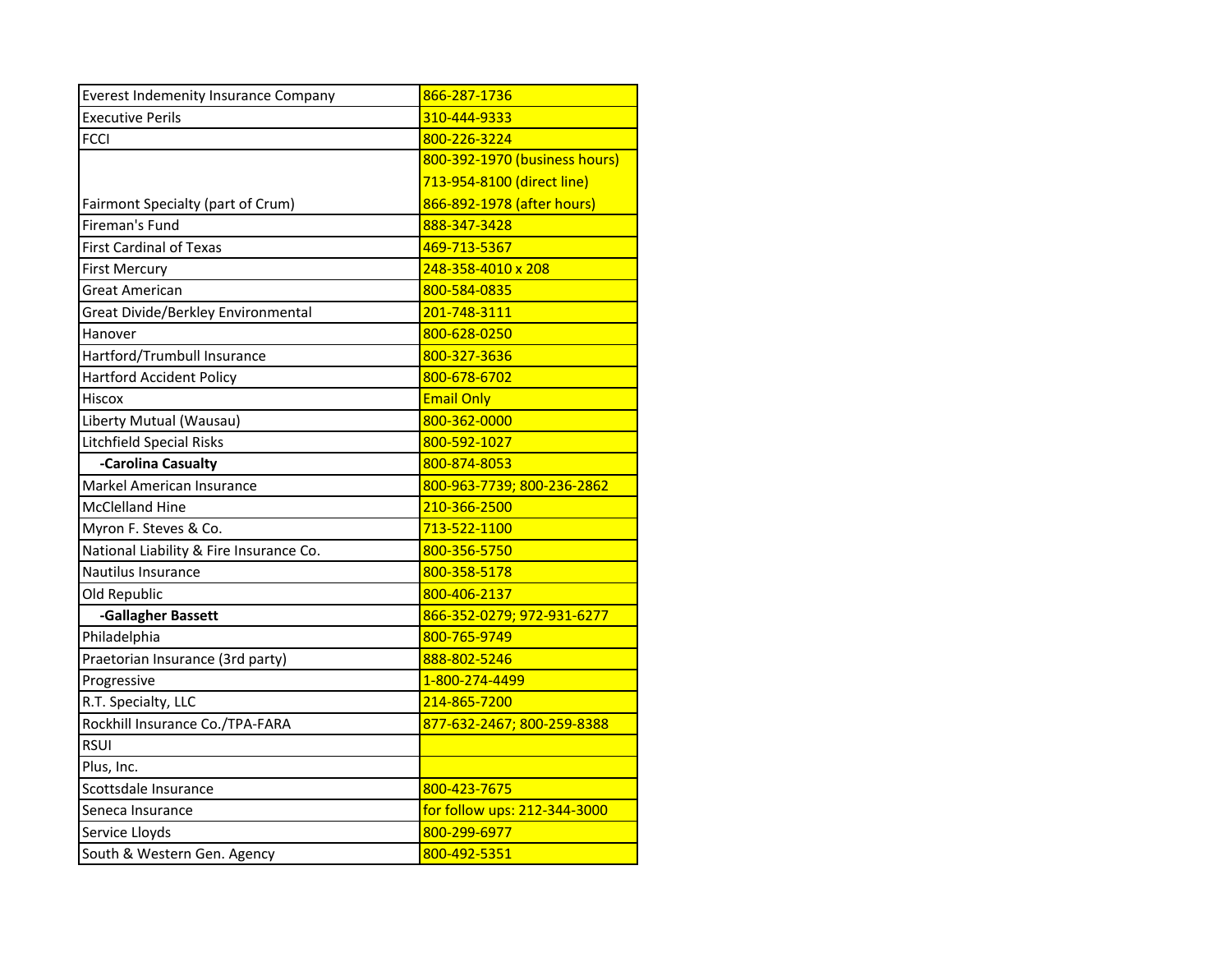| | |
|---|---|
| Everest Indemenity Insurance Company | 866-287-1736 |
| Executive Perils | 310-444-9333 |
| FCCI | 800-226-3224 |
| Fairmont Specialty (part of Crum) | 800-392-1970 (business hours)<br>713-954-8100 (direct line)<br>866-892-1978 (after hours) |
| Fireman's Fund | 888-347-3428 |
| First Cardinal of Texas | 469-713-5367 |
| First Mercury | 248-358-4010 x 208 |
| Great American | 800-584-0835 |
| Great Divide/Berkley Environmental | 201-748-3111 |
| Hanover | 800-628-0250 |
| Hartford/Trumbull Insurance | 800-327-3636 |
| Hartford Accident Policy | 800-678-6702 |
| Hiscox | Email Only |
| Liberty Mutual (Wausau) | 800-362-0000 |
| Litchfield Special Risks | 800-592-1027 |
| **-Carolina Casualty** | 800-874-8053 |
| Markel American Insurance | 800-963-7739; 800-236-2862 |
| McClelland Hine | 210-366-2500 |
| Myron F. Steves & Co. | 713-522-1100 |
| National Liability & Fire Insurance Co. | 800-356-5750 |
| Nautilus Insurance | 800-358-5178 |
| Old Republic | 800-406-2137 |
| **-Gallagher Bassett** | 866-352-0279; 972-931-6277 |
| Philadelphia | 800-765-9749 |
| Praetorian Insurance (3rd party) | 888-802-5246 |
| Progressive | 1-800-274-4499 |
| R.T. Specialty, LLC | 214-865-7200 |
| Rockhill Insurance Co./TPA-FARA | 877-632-2467; 800-259-8388 |
| RSUI | |
| Plus, Inc. | |
| Scottsdale Insurance | 800-423-7675 |
| Seneca Insurance | for follow ups: 212-344-3000 |
| Service Lloyds | 800-299-6977 |
| South & Western Gen. Agency | 800-492-5351 |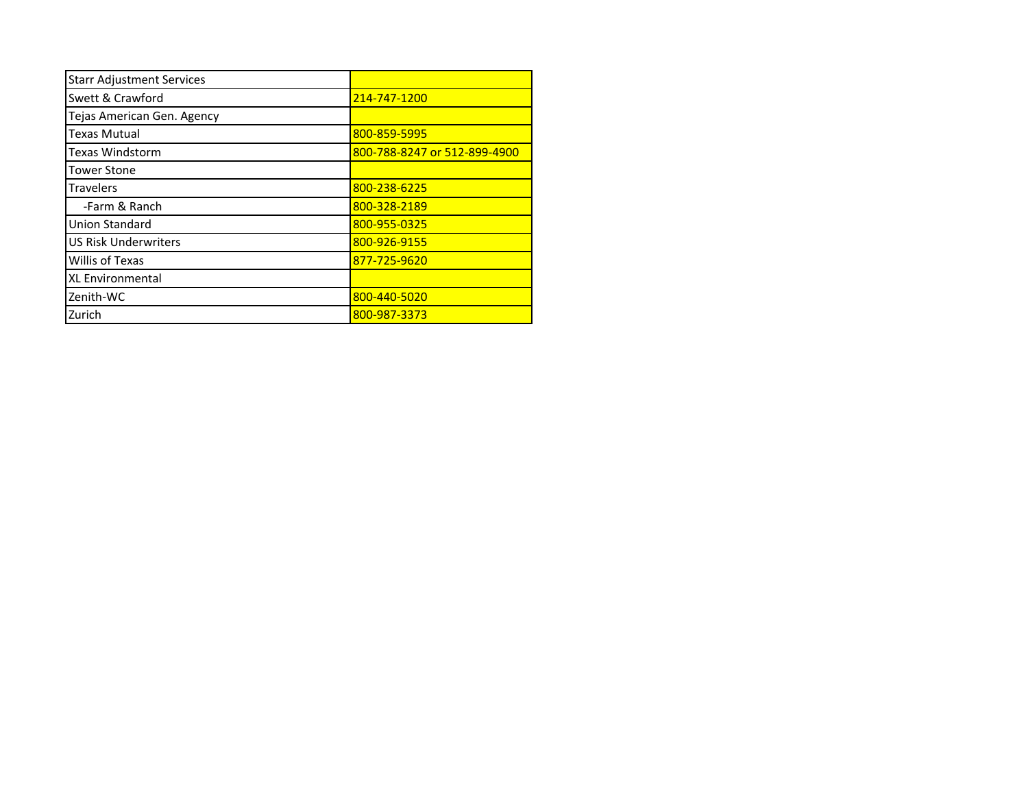| | |
|---|---|
| Starr Adjustment Services | |
| Swett & Crawford | 214-747-1200 |
| Tejas American Gen. Agency | |
| Texas Mutual | 800-859-5995 |
| Texas Windstorm | 800-788-8247 or 512-899-4900 |
| Tower Stone | |
| Travelers | 800-238-6225 |
| -Farm & Ranch | 800-328-2189 |
| Union Standard | 800-955-0325 |
| US Risk Underwriters | 800-926-9155 |
| Willis of Texas | 877-725-9620 |
| XL Environmental | |
| Zenith-WC | 800-440-5020 |
| Zurich | 800-987-3373 |